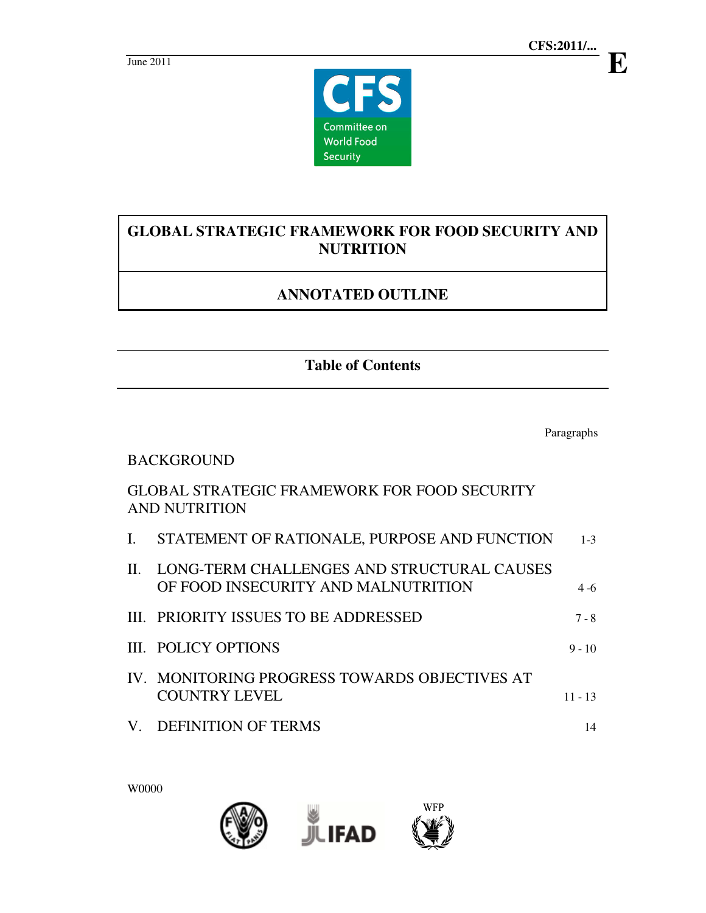CFS:2011/...

June 2011

E

# GLOBAL STRATEGIC FRAMEWORK FOR FOOD SECURITY AND NUTRITION

## ANNOTATED OUTLINE

## Table of Contents

| | | Paragraphs |
|---|---|---|
| BACKGROUND | | |
| GLOBAL STRATEGIC FRAMEWORK FOR FOOD SECURITY AND NUTRITION | | |
| I. | STATEMENT OF RATIONALE, PURPOSE AND FUNCTION | 1-3 |
| II. | LONG-TERM CHALLENGES AND STRUCTURAL CAUSES OF FOOD INSECURITY AND MALNUTRITION | 4 -6 |
| III. | PRIORITY ISSUES TO BE ADDRESSED | 7 - 8 |
| III. | POLICY OPTIONS | 9 - 10 |
| IV. | MONITORING PROGRESS TOWARDS OBJECTIVES AT COUNTRY LEVEL | 11 - 13 |
| V. | DEFINITION OF TERMS | 14 |

W0000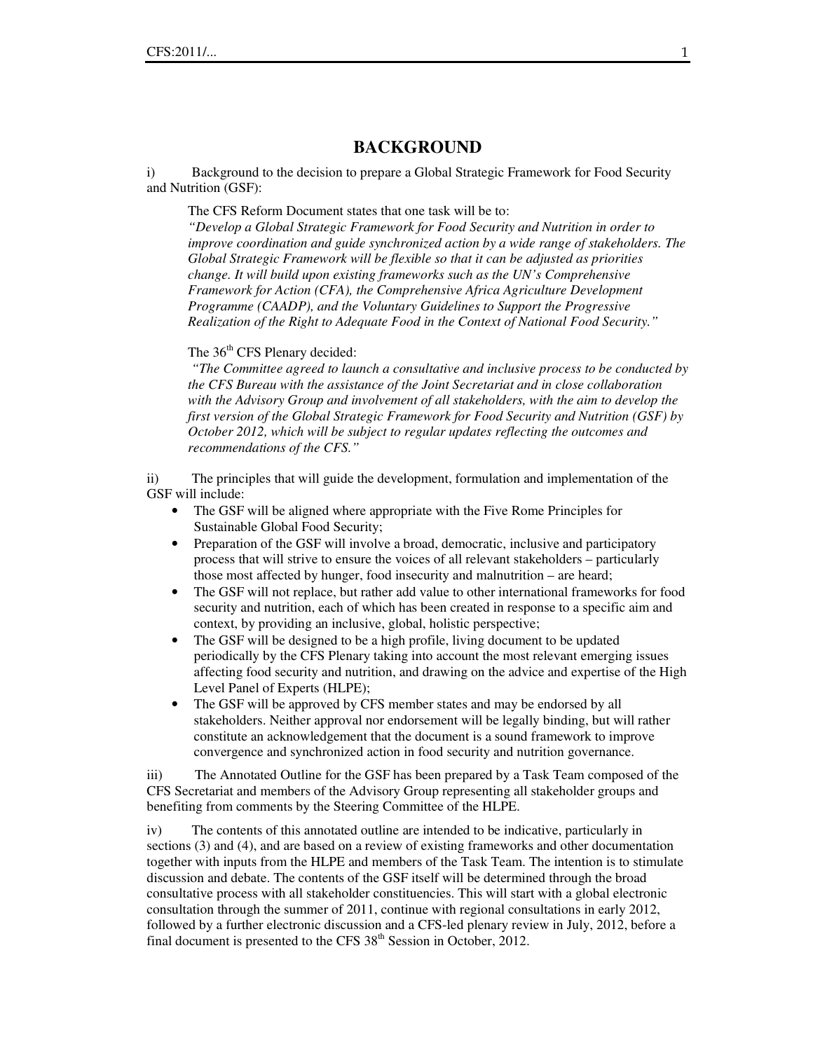# BACKGROUND

i) Background to the decision to prepare a Global Strategic Framework for Food Security and Nutrition (GSF):

> The CFS Reform Document states that one task will be to:
> *"Develop a Global Strategic Framework for Food Security and Nutrition in order to improve coordination and guide synchronized action by a wide range of stakeholders. The Global Strategic Framework will be flexible so that it can be adjusted as priorities change. It will build upon existing frameworks such as the UN's Comprehensive Framework for Action (CFA), the Comprehensive Africa Agriculture Development Programme (CAADP), and the Voluntary Guidelines to Support the Progressive Realization of the Right to Adequate Food in the Context of National Food Security."*
>
> The 36th CFS Plenary decided:
> *"The Committee agreed to launch a consultative and inclusive process to be conducted by the CFS Bureau with the assistance of the Joint Secretariat and in close collaboration with the Advisory Group and involvement of all stakeholders, with the aim to develop the first version of the Global Strategic Framework for Food Security and Nutrition (GSF) by October 2012, which will be subject to regular updates reflecting the outcomes and recommendations of the CFS."*

ii) The principles that will guide the development, formulation and implementation of the GSF will include:

- The GSF will be aligned where appropriate with the Five Rome Principles for Sustainable Global Food Security;
- Preparation of the GSF will involve a broad, democratic, inclusive and participatory process that will strive to ensure the voices of all relevant stakeholders – particularly those most affected by hunger, food insecurity and malnutrition – are heard;
- The GSF will not replace, but rather add value to other international frameworks for food security and nutrition, each of which has been created in response to a specific aim and context, by providing an inclusive, global, holistic perspective;
- The GSF will be designed to be a high profile, living document to be updated periodically by the CFS Plenary taking into account the most relevant emerging issues affecting food security and nutrition, and drawing on the advice and expertise of the High Level Panel of Experts (HLPE);
- The GSF will be approved by CFS member states and may be endorsed by all stakeholders. Neither approval nor endorsement will be legally binding, but will rather constitute an acknowledgement that the document is a sound framework to improve convergence and synchronized action in food security and nutrition governance.

iii) The Annotated Outline for the GSF has been prepared by a Task Team composed of the CFS Secretariat and members of the Advisory Group representing all stakeholder groups and benefiting from comments by the Steering Committee of the HLPE.

iv) The contents of this annotated outline are intended to be indicative, particularly in sections (3) and (4), and are based on a review of existing frameworks and other documentation together with inputs from the HLPE and members of the Task Team. The intention is to stimulate discussion and debate. The contents of the GSF itself will be determined through the broad consultative process with all stakeholder constituencies. This will start with a global electronic consultation through the summer of 2011, continue with regional consultations in early 2012, followed by a further electronic discussion and a CFS-led plenary review in July, 2012, before a final document is presented to the CFS 38th Session in October, 2012.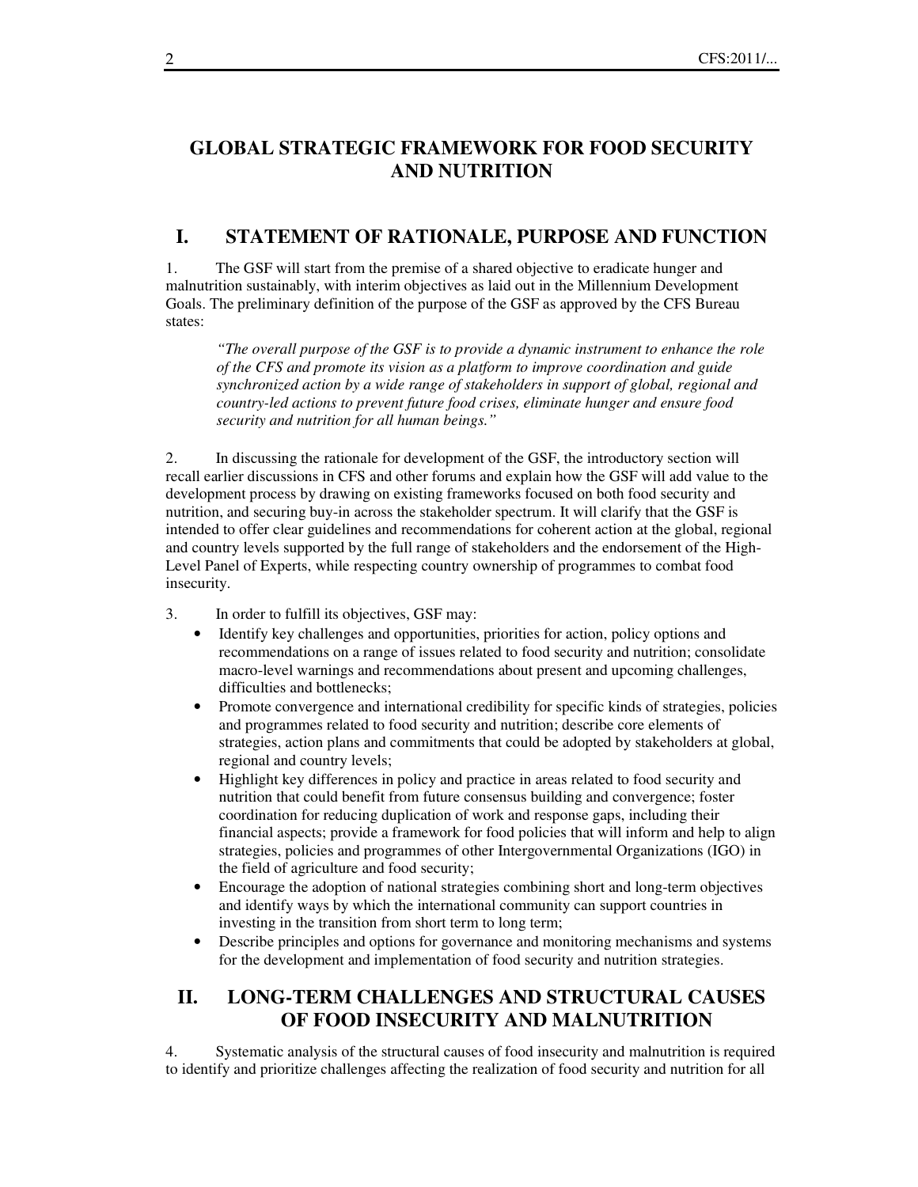# GLOBAL STRATEGIC FRAMEWORK FOR FOOD SECURITY AND NUTRITION

## I. STATEMENT OF RATIONALE, PURPOSE AND FUNCTION

1. The GSF will start from the premise of a shared objective to eradicate hunger and malnutrition sustainably, with interim objectives as laid out in the Millennium Development Goals. The preliminary definition of the purpose of the GSF as approved by the CFS Bureau states:

> *"The overall purpose of the GSF is to provide a dynamic instrument to enhance the role of the CFS and promote its vision as a platform to improve coordination and guide synchronized action by a wide range of stakeholders in support of global, regional and country-led actions to prevent future food crises, eliminate hunger and ensure food security and nutrition for all human beings."*

2. In discussing the rationale for development of the GSF, the introductory section will recall earlier discussions in CFS and other forums and explain how the GSF will add value to the development process by drawing on existing frameworks focused on both food security and nutrition, and securing buy-in across the stakeholder spectrum. It will clarify that the GSF is intended to offer clear guidelines and recommendations for coherent action at the global, regional and country levels supported by the full range of stakeholders and the endorsement of the High-Level Panel of Experts, while respecting country ownership of programmes to combat food insecurity.

3. In order to fulfill its objectives, GSF may:
   - Identify key challenges and opportunities, priorities for action, policy options and recommendations on a range of issues related to food security and nutrition; consolidate macro-level warnings and recommendations about present and upcoming challenges, difficulties and bottlenecks;
   - Promote convergence and international credibility for specific kinds of strategies, policies and programmes related to food security and nutrition; describe core elements of strategies, action plans and commitments that could be adopted by stakeholders at global, regional and country levels;
   - Highlight key differences in policy and practice in areas related to food security and nutrition that could benefit from future consensus building and convergence; foster coordination for reducing duplication of work and response gaps, including their financial aspects; provide a framework for food policies that will inform and help to align strategies, policies and programmes of other Intergovernmental Organizations (IGO) in the field of agriculture and food security;
   - Encourage the adoption of national strategies combining short and long-term objectives and identify ways by which the international community can support countries in investing in the transition from short term to long term;
   - Describe principles and options for governance and monitoring mechanisms and systems for the development and implementation of food security and nutrition strategies.

## II. LONG-TERM CHALLENGES AND STRUCTURAL CAUSES OF FOOD INSECURITY AND MALNUTRITION

4. Systematic analysis of the structural causes of food insecurity and malnutrition is required to identify and prioritize challenges affecting the realization of food security and nutrition for all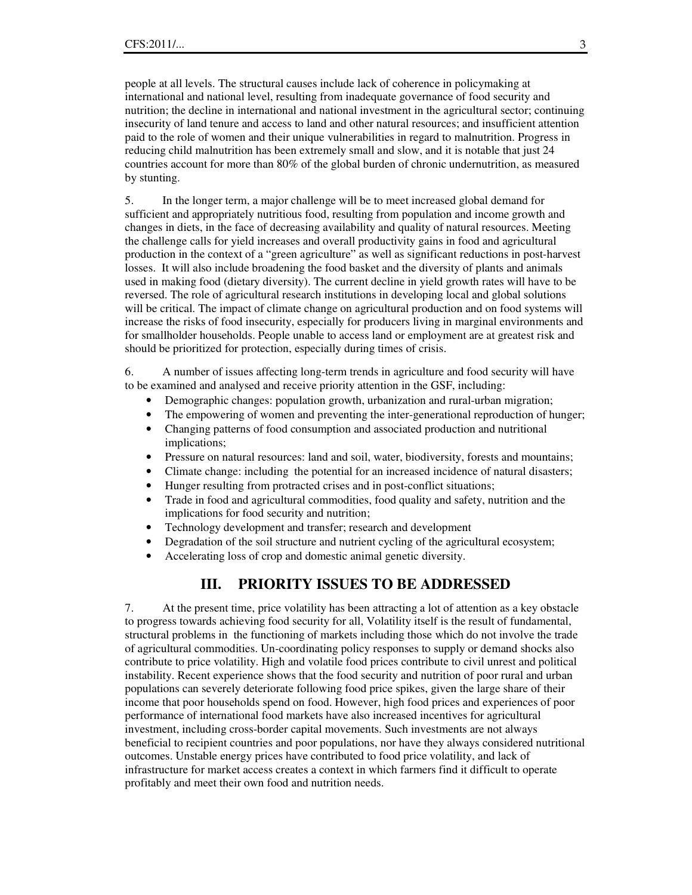people at all levels. The structural causes include lack of coherence in policymaking at international and national level, resulting from inadequate governance of food security and nutrition; the decline in international and national investment in the agricultural sector; continuing insecurity of land tenure and access to land and other natural resources; and insufficient attention paid to the role of women and their unique vulnerabilities in regard to malnutrition. Progress in reducing child malnutrition has been extremely small and slow, and it is notable that just 24 countries account for more than 80% of the global burden of chronic undernutrition, as measured by stunting.

5. In the longer term, a major challenge will be to meet increased global demand for sufficient and appropriately nutritious food, resulting from population and income growth and changes in diets, in the face of decreasing availability and quality of natural resources. Meeting the challenge calls for yield increases and overall productivity gains in food and agricultural production in the context of a "green agriculture" as well as significant reductions in post-harvest losses. It will also include broadening the food basket and the diversity of plants and animals used in making food (dietary diversity). The current decline in yield growth rates will have to be reversed. The role of agricultural research institutions in developing local and global solutions will be critical. The impact of climate change on agricultural production and on food systems will increase the risks of food insecurity, especially for producers living in marginal environments and for smallholder households. People unable to access land or employment are at greatest risk and should be prioritized for protection, especially during times of crisis.

6. A number of issues affecting long-term trends in agriculture and food security will have to be examined and analysed and receive priority attention in the GSF, including:

- Demographic changes: population growth, urbanization and rural-urban migration;
- The empowering of women and preventing the inter-generational reproduction of hunger;
- Changing patterns of food consumption and associated production and nutritional implications;
- Pressure on natural resources: land and soil, water, biodiversity, forests and mountains;
- Climate change: including the potential for an increased incidence of natural disasters;
- Hunger resulting from protracted crises and in post-conflict situations;
- Trade in food and agricultural commodities, food quality and safety, nutrition and the implications for food security and nutrition;
- Technology development and transfer; research and development
- Degradation of the soil structure and nutrient cycling of the agricultural ecosystem;
- Accelerating loss of crop and domestic animal genetic diversity.

## III. PRIORITY ISSUES TO BE ADDRESSED

7. At the present time, price volatility has been attracting a lot of attention as a key obstacle to progress towards achieving food security for all, Volatility itself is the result of fundamental, structural problems in the functioning of markets including those which do not involve the trade of agricultural commodities. Un-coordinating policy responses to supply or demand shocks also contribute to price volatility. High and volatile food prices contribute to civil unrest and political instability. Recent experience shows that the food security and nutrition of poor rural and urban populations can severely deteriorate following food price spikes, given the large share of their income that poor households spend on food. However, high food prices and experiences of poor performance of international food markets have also increased incentives for agricultural investment, including cross-border capital movements. Such investments are not always beneficial to recipient countries and poor populations, nor have they always considered nutritional outcomes. Unstable energy prices have contributed to food price volatility, and lack of infrastructure for market access creates a context in which farmers find it difficult to operate profitably and meet their own food and nutrition needs.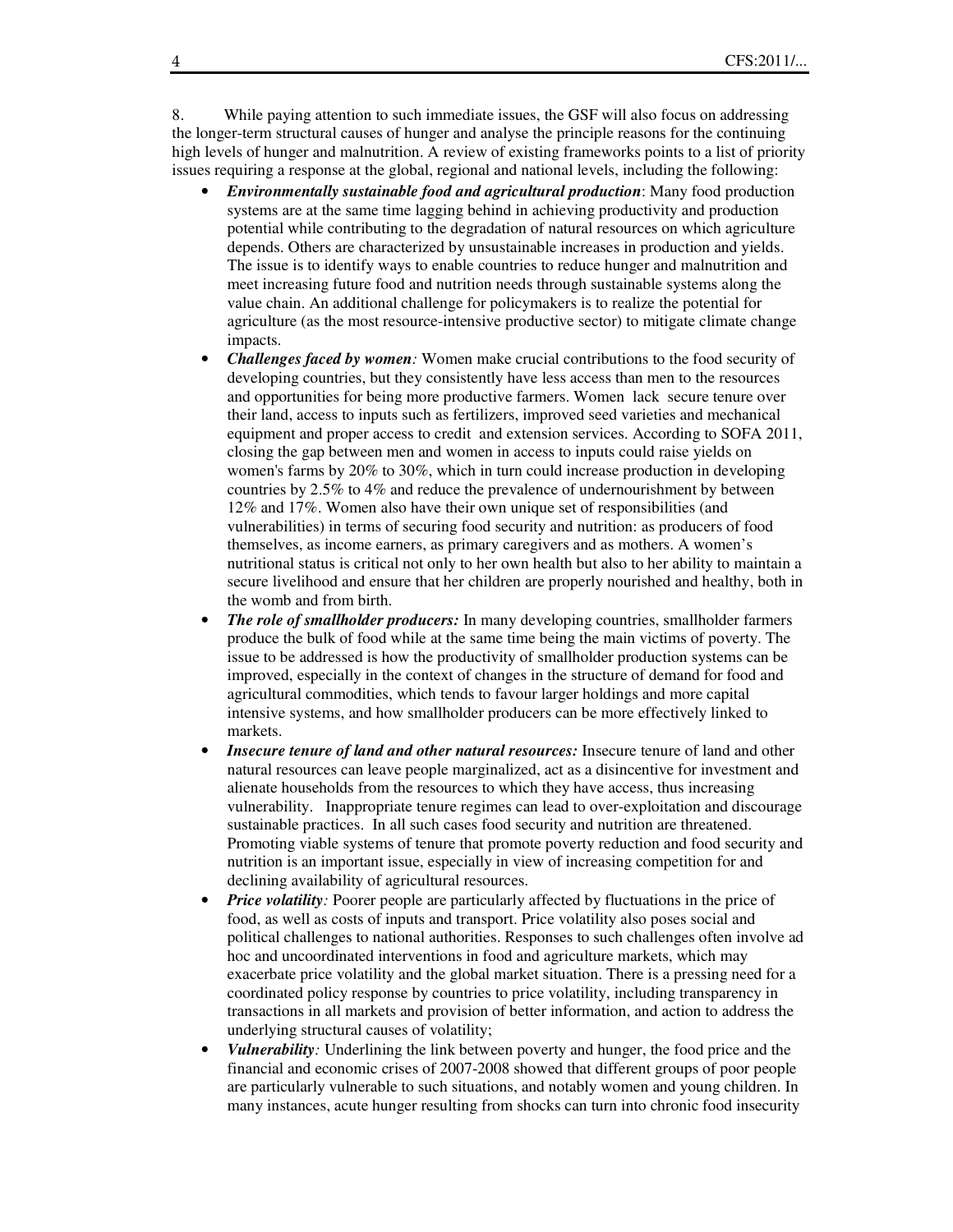8. While paying attention to such immediate issues, the GSF will also focus on addressing the longer-term structural causes of hunger and analyse the principle reasons for the continuing high levels of hunger and malnutrition. A review of existing frameworks points to a list of priority issues requiring a response at the global, regional and national levels, including the following:

- ***Environmentally sustainable food and agricultural production***: Many food production systems are at the same time lagging behind in achieving productivity and production potential while contributing to the degradation of natural resources on which agriculture depends. Others are characterized by unsustainable increases in production and yields. The issue is to identify ways to enable countries to reduce hunger and malnutrition and meet increasing future food and nutrition needs through sustainable systems along the value chain. An additional challenge for policymakers is to realize the potential for agriculture (as the most resource-intensive productive sector) to mitigate climate change impacts.
- ***Challenges faced by women****:* Women make crucial contributions to the food security of developing countries, but they consistently have less access than men to the resources and opportunities for being more productive farmers. Women lack secure tenure over their land, access to inputs such as fertilizers, improved seed varieties and mechanical equipment and proper access to credit and extension services. According to SOFA 2011, closing the gap between men and women in access to inputs could raise yields on women's farms by 20% to 30%, which in turn could increase production in developing countries by 2.5% to 4% and reduce the prevalence of undernourishment by between 12% and 17%. Women also have their own unique set of responsibilities (and vulnerabilities) in terms of securing food security and nutrition: as producers of food themselves, as income earners, as primary caregivers and as mothers. A women's nutritional status is critical not only to her own health but also to her ability to maintain a secure livelihood and ensure that her children are properly nourished and healthy, both in the womb and from birth.
- ***The role of smallholder producers:*** In many developing countries, smallholder farmers produce the bulk of food while at the same time being the main victims of poverty. The issue to be addressed is how the productivity of smallholder production systems can be improved, especially in the context of changes in the structure of demand for food and agricultural commodities, which tends to favour larger holdings and more capital intensive systems, and how smallholder producers can be more effectively linked to markets.
- ***Insecure tenure of land and other natural resources:*** Insecure tenure of land and other natural resources can leave people marginalized, act as a disincentive for investment and alienate households from the resources to which they have access, thus increasing vulnerability. Inappropriate tenure regimes can lead to over-exploitation and discourage sustainable practices. In all such cases food security and nutrition are threatened. Promoting viable systems of tenure that promote poverty reduction and food security and nutrition is an important issue, especially in view of increasing competition for and declining availability of agricultural resources.
- ***Price volatility****:* Poorer people are particularly affected by fluctuations in the price of food, as well as costs of inputs and transport. Price volatility also poses social and political challenges to national authorities. Responses to such challenges often involve ad hoc and uncoordinated interventions in food and agriculture markets, which may exacerbate price volatility and the global market situation. There is a pressing need for a coordinated policy response by countries to price volatility, including transparency in transactions in all markets and provision of better information, and action to address the underlying structural causes of volatility;
- ***Vulnerability****:* Underlining the link between poverty and hunger, the food price and the financial and economic crises of 2007-2008 showed that different groups of poor people are particularly vulnerable to such situations, and notably women and young children. In many instances, acute hunger resulting from shocks can turn into chronic food insecurity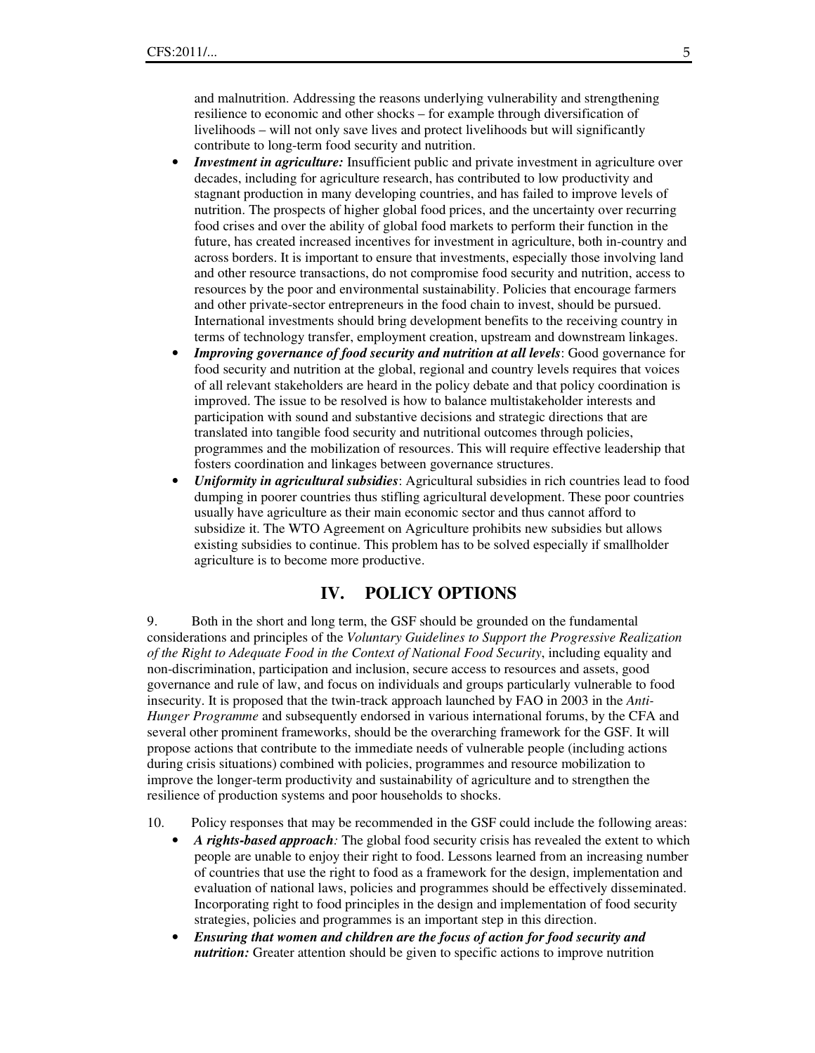and malnutrition. Addressing the reasons underlying vulnerability and strengthening resilience to economic and other shocks – for example through diversification of livelihoods – will not only save lives and protect livelihoods but will significantly contribute to long-term food security and nutrition.

- ***Investment in agriculture:*** Insufficient public and private investment in agriculture over decades, including for agriculture research, has contributed to low productivity and stagnant production in many developing countries, and has failed to improve levels of nutrition. The prospects of higher global food prices, and the uncertainty over recurring food crises and over the ability of global food markets to perform their function in the future, has created increased incentives for investment in agriculture, both in-country and across borders. It is important to ensure that investments, especially those involving land and other resource transactions, do not compromise food security and nutrition, access to resources by the poor and environmental sustainability. Policies that encourage farmers and other private-sector entrepreneurs in the food chain to invest, should be pursued. International investments should bring development benefits to the receiving country in terms of technology transfer, employment creation, upstream and downstream linkages.
- ***Improving governance of food security and nutrition at all levels***: Good governance for food security and nutrition at the global, regional and country levels requires that voices of all relevant stakeholders are heard in the policy debate and that policy coordination is improved. The issue to be resolved is how to balance multistakeholder interests and participation with sound and substantive decisions and strategic directions that are translated into tangible food security and nutritional outcomes through policies, programmes and the mobilization of resources. This will require effective leadership that fosters coordination and linkages between governance structures.
- ***Uniformity in agricultural subsidies***: Agricultural subsidies in rich countries lead to food dumping in poorer countries thus stifling agricultural development. These poor countries usually have agriculture as their main economic sector and thus cannot afford to subsidize it. The WTO Agreement on Agriculture prohibits new subsidies but allows existing subsidies to continue. This problem has to be solved especially if smallholder agriculture is to become more productive.

## IV. POLICY OPTIONS

9. Both in the short and long term, the GSF should be grounded on the fundamental considerations and principles of the *Voluntary Guidelines to Support the Progressive Realization of the Right to Adequate Food in the Context of National Food Security*, including equality and non-discrimination, participation and inclusion, secure access to resources and assets, good governance and rule of law, and focus on individuals and groups particularly vulnerable to food insecurity. It is proposed that the twin-track approach launched by FAO in 2003 in the *Anti-Hunger Programme* and subsequently endorsed in various international forums, by the CFA and several other prominent frameworks, should be the overarching framework for the GSF. It will propose actions that contribute to the immediate needs of vulnerable people (including actions during crisis situations) combined with policies, programmes and resource mobilization to improve the longer-term productivity and sustainability of agriculture and to strengthen the resilience of production systems and poor households to shocks.

10. Policy responses that may be recommended in the GSF could include the following areas:

- ***A rights-based approach:*** The global food security crisis has revealed the extent to which people are unable to enjoy their right to food. Lessons learned from an increasing number of countries that use the right to food as a framework for the design, implementation and evaluation of national laws, policies and programmes should be effectively disseminated. Incorporating right to food principles in the design and implementation of food security strategies, policies and programmes is an important step in this direction.
- ***Ensuring that women and children are the focus of action for food security and nutrition:*** Greater attention should be given to specific actions to improve nutrition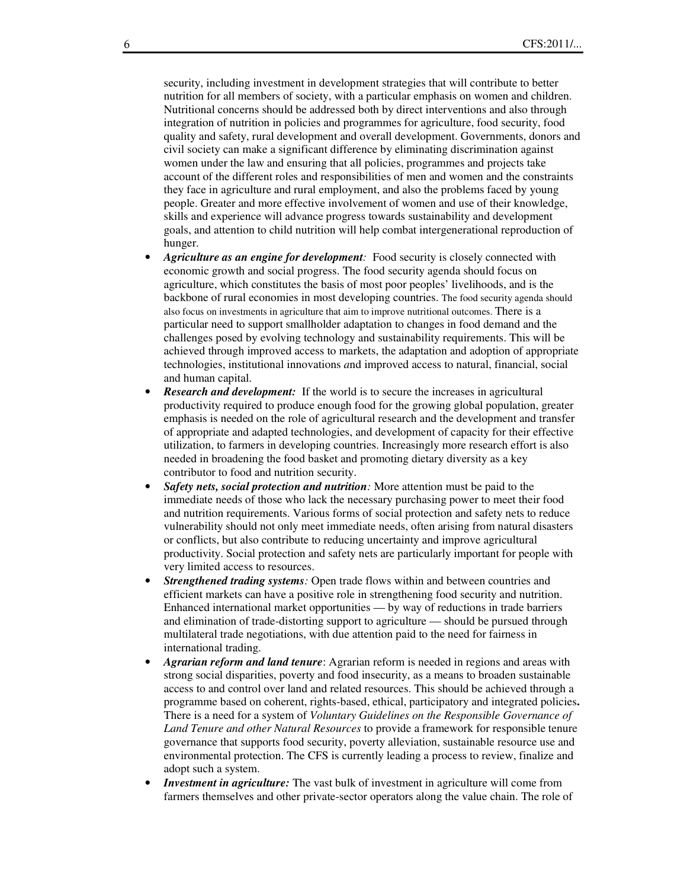security, including investment in development strategies that will contribute to better nutrition for all members of society, with a particular emphasis on women and children. Nutritional concerns should be addressed both by direct interventions and also through integration of nutrition in policies and programmes for agriculture, food security, food quality and safety, rural development and overall development. Governments, donors and civil society can make a significant difference by eliminating discrimination against women under the law and ensuring that all policies, programmes and projects take account of the different roles and responsibilities of men and women and the constraints they face in agriculture and rural employment, and also the problems faced by young people. Greater and more effective involvement of women and use of their knowledge, skills and experience will advance progress towards sustainability and development goals, and attention to child nutrition will help combat intergenerational reproduction of hunger.

- ***Agriculture as an engine for development:*** Food security is closely connected with economic growth and social progress. The food security agenda should focus on agriculture, which constitutes the basis of most poor peoples' livelihoods, and is the backbone of rural economies in most developing countries. The food security agenda should also focus on investments in agriculture that aim to improve nutritional outcomes. There is a particular need to support smallholder adaptation to changes in food demand and the challenges posed by evolving technology and sustainability requirements. This will be achieved through improved access to markets, the adaptation and adoption of appropriate technologies, institutional innovations and improved access to natural, financial, social and human capital.
- ***Research and development:*** If the world is to secure the increases in agricultural productivity required to produce enough food for the growing global population, greater emphasis is needed on the role of agricultural research and the development and transfer of appropriate and adapted technologies, and development of capacity for their effective utilization, to farmers in developing countries. Increasingly more research effort is also needed in broadening the food basket and promoting dietary diversity as a key contributor to food and nutrition security.
- ***Safety nets, social protection and nutrition:*** More attention must be paid to the immediate needs of those who lack the necessary purchasing power to meet their food and nutrition requirements. Various forms of social protection and safety nets to reduce vulnerability should not only meet immediate needs, often arising from natural disasters or conflicts, but also contribute to reducing uncertainty and improve agricultural productivity. Social protection and safety nets are particularly important for people with very limited access to resources.
- ***Strengthened trading systems:*** Open trade flows within and between countries and efficient markets can have a positive role in strengthening food security and nutrition. Enhanced international market opportunities — by way of reductions in trade barriers and elimination of trade-distorting support to agriculture — should be pursued through multilateral trade negotiations, with due attention paid to the need for fairness in international trading.
- ***Agrarian reform and land tenure***: Agrarian reform is needed in regions and areas with strong social disparities, poverty and food insecurity, as a means to broaden sustainable access to and control over land and related resources. This should be achieved through a programme based on coherent, rights-based, ethical, participatory and integrated policies. There is a need for a system of *Voluntary Guidelines on the Responsible Governance of Land Tenure and other Natural Resources* to provide a framework for responsible tenure governance that supports food security, poverty alleviation, sustainable resource use and environmental protection. The CFS is currently leading a process to review, finalize and adopt such a system.
- ***Investment in agriculture:*** The vast bulk of investment in agriculture will come from farmers themselves and other private-sector operators along the value chain. The role of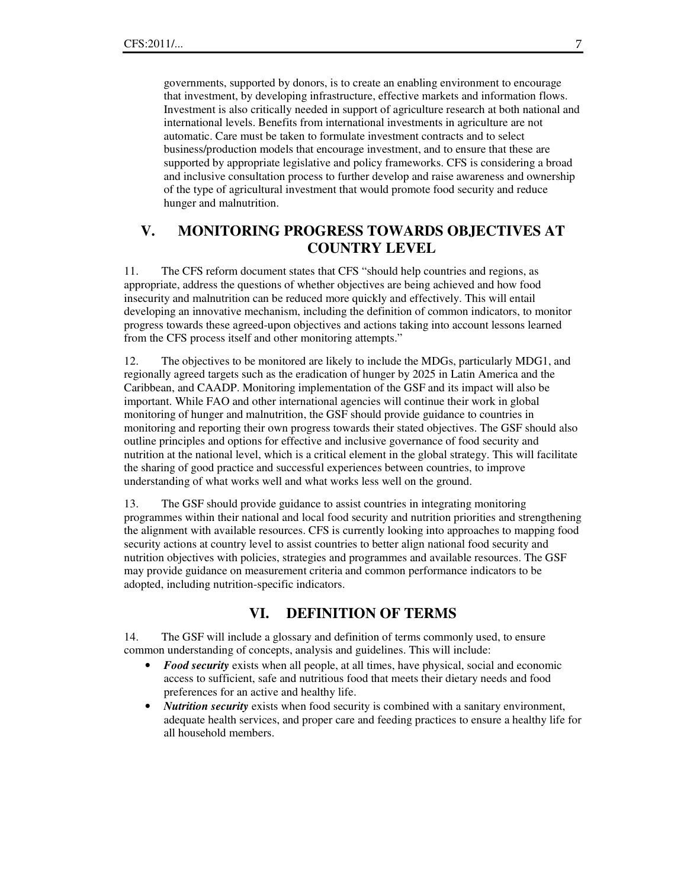governments, supported by donors, is to create an enabling environment to encourage that investment, by developing infrastructure, effective markets and information flows. Investment is also critically needed in support of agriculture research at both national and international levels. Benefits from international investments in agriculture are not automatic. Care must be taken to formulate investment contracts and to select business/production models that encourage investment, and to ensure that these are supported by appropriate legislative and policy frameworks. CFS is considering a broad and inclusive consultation process to further develop and raise awareness and ownership of the type of agricultural investment that would promote food security and reduce hunger and malnutrition.

## V. MONITORING PROGRESS TOWARDS OBJECTIVES AT COUNTRY LEVEL

11. The CFS reform document states that CFS "should help countries and regions, as appropriate, address the questions of whether objectives are being achieved and how food insecurity and malnutrition can be reduced more quickly and effectively. This will entail developing an innovative mechanism, including the definition of common indicators, to monitor progress towards these agreed-upon objectives and actions taking into account lessons learned from the CFS process itself and other monitoring attempts."

12. The objectives to be monitored are likely to include the MDGs, particularly MDG1, and regionally agreed targets such as the eradication of hunger by 2025 in Latin America and the Caribbean, and CAADP. Monitoring implementation of the GSF and its impact will also be important. While FAO and other international agencies will continue their work in global monitoring of hunger and malnutrition, the GSF should provide guidance to countries in monitoring and reporting their own progress towards their stated objectives. The GSF should also outline principles and options for effective and inclusive governance of food security and nutrition at the national level, which is a critical element in the global strategy. This will facilitate the sharing of good practice and successful experiences between countries, to improve understanding of what works well and what works less well on the ground.

13. The GSF should provide guidance to assist countries in integrating monitoring programmes within their national and local food security and nutrition priorities and strengthening the alignment with available resources. CFS is currently looking into approaches to mapping food security actions at country level to assist countries to better align national food security and nutrition objectives with policies, strategies and programmes and available resources. The GSF may provide guidance on measurement criteria and common performance indicators to be adopted, including nutrition-specific indicators.

## VI. DEFINITION OF TERMS

14. The GSF will include a glossary and definition of terms commonly used, to ensure common understanding of concepts, analysis and guidelines. This will include:

- ***Food security*** exists when all people, at all times, have physical, social and economic access to sufficient, safe and nutritious food that meets their dietary needs and food preferences for an active and healthy life.
- ***Nutrition security*** exists when food security is combined with a sanitary environment, adequate health services, and proper care and feeding practices to ensure a healthy life for all household members.